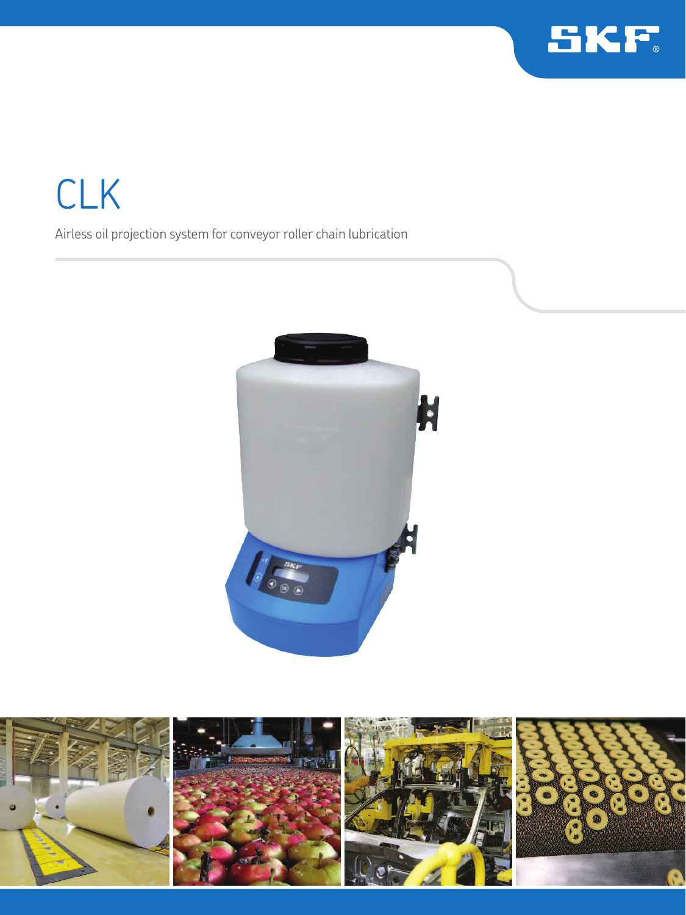# CLK

Airless oil projection system for conveyor roller chain lubrication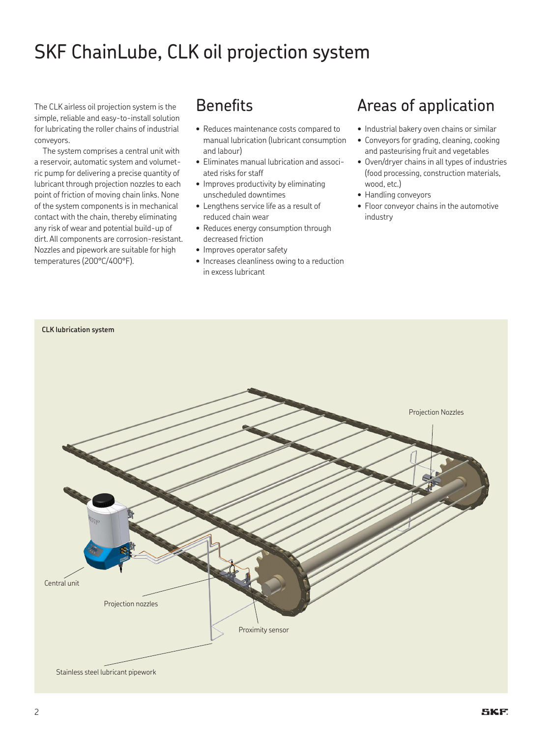# SKF ChainLube, CLK oil projection system

The CLK airless oil projection system is the simple, reliable and easy-to-install solution for lubricating the roller chains of industrial conveyors.

The system comprises a central unit with a reservoir, automatic system and volumetric pump for delivering a precise quantity of lubricant through projection nozzles to each point of friction of moving chain links. None of the system components is in mechanical contact with the chain, thereby eliminating any risk of wear and potential build-up of dirt. All components are corrosion-resistant. Nozzles and pipework are suitable for high temperatures (200°C/400°F).

## Benefits

- Reduces maintenance costs compared to manual lubrication (lubricant consumption and labour)
- Eliminates manual lubrication and associated risks for staff
- Improves productivity by eliminating unscheduled downtimes
- Lengthens service life as a result of reduced chain wear
- Reduces energy consumption through decreased friction
- Improves operator safety
- Increases cleanliness owing to a reduction in excess lubricant

## Areas of application

- Industrial bakery oven chains or similar
- Conveyors for grading, cleaning, cooking and pasteurising fruit and vegetables
- Oven/dryer chains in all types of industries (food processing, construction materials, wood, etc.)
- Handling conveyors
- Floor conveyor chains in the automotive industry

**CLK lubrication system**

Projection Nozzles

Central unit

Projection nozzles

Proximity sensor

Stainless steel lubricant pipework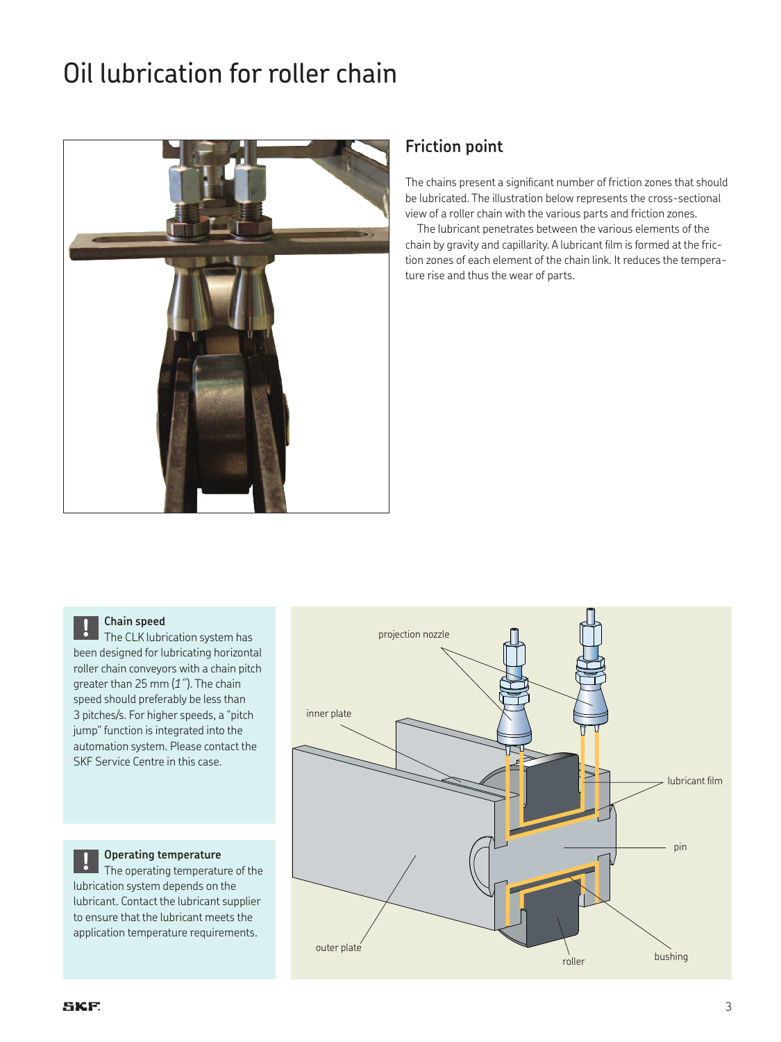# Oil lubrication for roller chain

## Friction point

The chains present a significant number of friction zones that should be lubricated. The illustration below represents the cross-sectional view of a roller chain with the various parts and friction zones.

The lubricant penetrates between the various elements of the chain by gravity and capillarity. A lubricant film is formed at the friction zones of each element of the chain link. It reduces the temperature rise and thus the wear of parts.

**Chain speed**

The CLK lubrication system has been designed for lubricating horizontal roller chain conveyors with a chain pitch greater than 25 mm (*1"*). The chain speed should preferably be less than 3 pitches/s. For higher speeds, a "pitch jump" function is integrated into the automation system. Please contact the SKF Service Centre in this case.

**Operating temperature**

The operating temperature of the lubrication system depends on the lubricant. Contact the lubricant supplier to ensure that the lubricant meets the application temperature requirements.

projection nozzle

inner plate

lubricant film

pin

outer plate

roller

bushing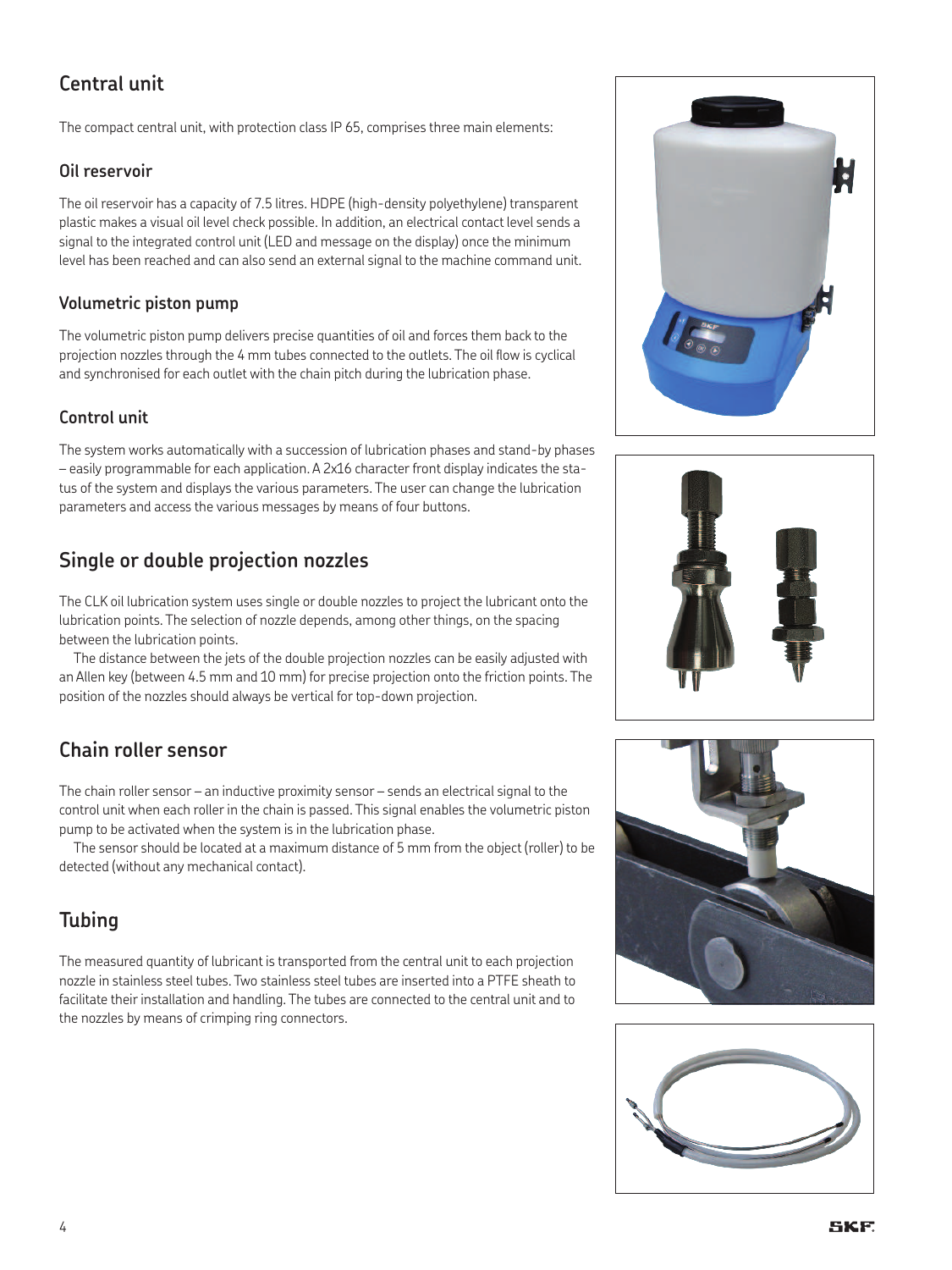## Central unit

The compact central unit, with protection class IP 65, comprises three main elements:

### Oil reservoir

The oil reservoir has a capacity of 7.5 litres. HDPE (high-density polyethylene) transparent plastic makes a visual oil level check possible. In addition, an electrical contact level sends a signal to the integrated control unit (LED and message on the display) once the minimum level has been reached and can also send an external signal to the machine command unit.

### Volumetric piston pump

The volumetric piston pump delivers precise quantities of oil and forces them back to the projection nozzles through the 4 mm tubes connected to the outlets. The oil flow is cyclical and synchronised for each outlet with the chain pitch during the lubrication phase.

### Control unit

The system works automatically with a succession of lubrication phases and stand-by phases – easily programmable for each application. A 2x16 character front display indicates the status of the system and displays the various parameters. The user can change the lubrication parameters and access the various messages by means of four buttons.

## Single or double projection nozzles

The CLK oil lubrication system uses single or double nozzles to project the lubricant onto the lubrication points. The selection of nozzle depends, among other things, on the spacing between the lubrication points.

The distance between the jets of the double projection nozzles can be easily adjusted with an Allen key (between 4.5 mm and 10 mm) for precise projection onto the friction points. The position of the nozzles should always be vertical for top-down projection.

## Chain roller sensor

The chain roller sensor – an inductive proximity sensor – sends an electrical signal to the control unit when each roller in the chain is passed. This signal enables the volumetric piston pump to be activated when the system is in the lubrication phase.

The sensor should be located at a maximum distance of 5 mm from the object (roller) to be detected (without any mechanical contact).

## Tubing

The measured quantity of lubricant is transported from the central unit to each projection nozzle in stainless steel tubes. Two stainless steel tubes are inserted into a PTFE sheath to facilitate their installation and handling. The tubes are connected to the central unit and to the nozzles by means of crimping ring connectors.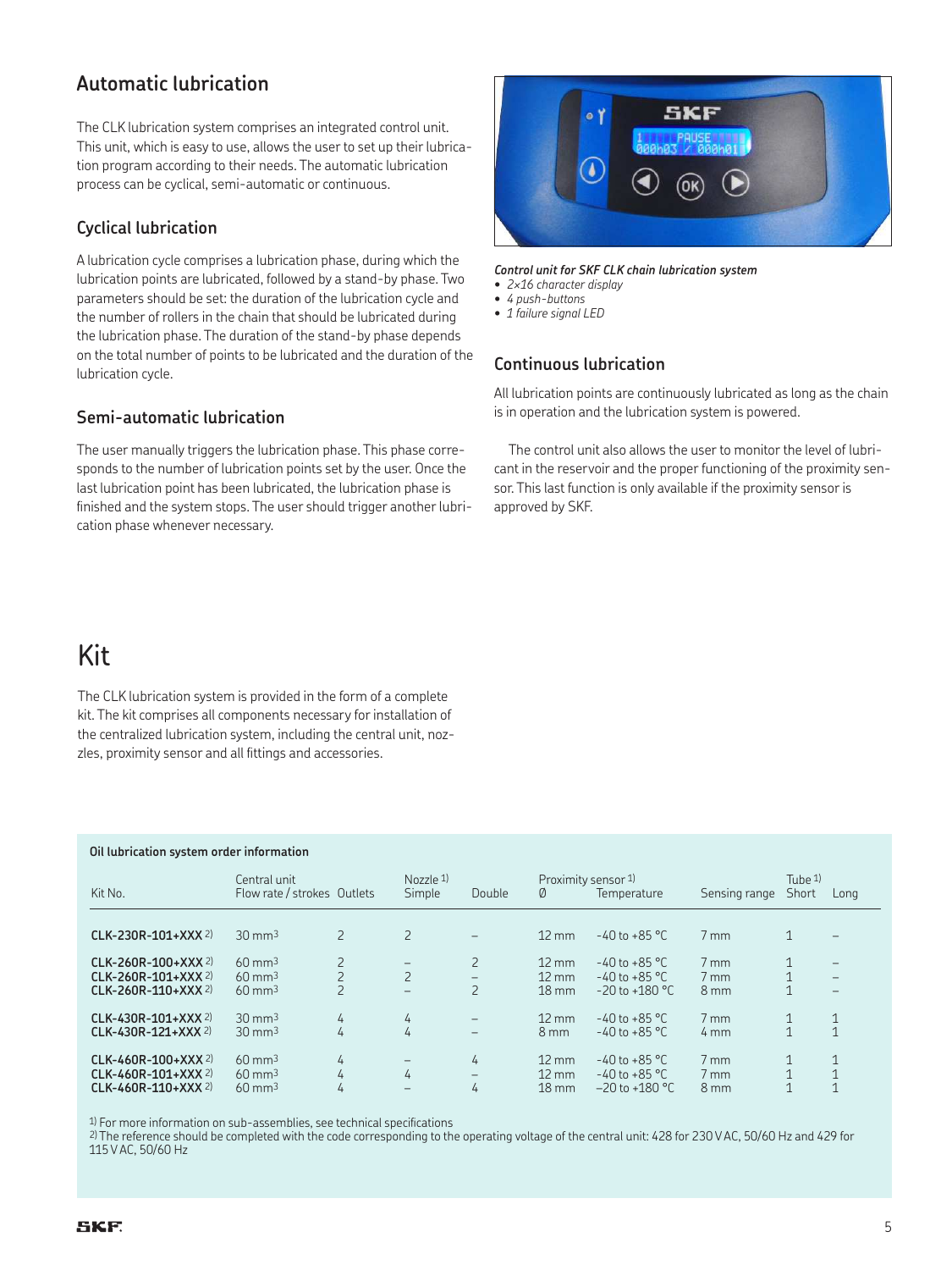## Automatic lubrication

The CLK lubrication system comprises an integrated control unit. This unit, which is easy to use, allows the user to set up their lubrication program according to their needs. The automatic lubrication process can be cyclical, semi-automatic or continuous.

### Cyclical lubrication

A lubrication cycle comprises a lubrication phase, during which the lubrication points are lubricated, followed by a stand-by phase. Two parameters should be set: the duration of the lubrication cycle and the number of rollers in the chain that should be lubricated during the lubrication phase. The duration of the stand-by phase depends on the total number of points to be lubricated and the duration of the lubrication cycle.

### Semi-automatic lubrication

The user manually triggers the lubrication phase. This phase corresponds to the number of lubrication points set by the user. Once the last lubrication point has been lubricated, the lubrication phase is finished and the system stops. The user should trigger another lubrication phase whenever necessary.

***Control unit for SKF CLK chain lubrication system***

- *2×16 character display*
- *4 push-buttons*
- *1 failure signal LED*

### Continuous lubrication

All lubrication points are continuously lubricated as long as the chain is in operation and the lubrication system is powered.

The control unit also allows the user to monitor the level of lubricant in the reservoir and the proper functioning of the proximity sensor. This last function is only available if the proximity sensor is approved by SKF.

# Kit

The CLK lubrication system is provided in the form of a complete kit. The kit comprises all components necessary for installation of the centralized lubrication system, including the central unit, nozzles, proximity sensor and all fittings and accessories.

**Oil lubrication system order information**

| Kit No. | Central unit Flow rate / strokes | Outlets | Nozzle [1] Simple | Double | Proximity sensor [1] Ø | Temperature | Sensing range | Tube [1] Short | Long |
|---|---|---|---|---|---|---|---|---|---|
| **CLK-230R-101+XXX** [2] | 30 mm³ | 2 | 2 | – | 12 mm | -40 to +85 °C | 7 mm | 1 | – |
| **CLK-260R-100+XXX** [2] | 60 mm³ | 2 | – | 2 | 12 mm | -40 to +85 °C | 7 mm | 1 | – |
| **CLK-260R-101+XXX** [2] | 60 mm³ | 2 | 2 | – | 12 mm | -40 to +85 °C | 7 mm | 1 | – |
| **CLK-260R-110+XXX** [2] | 60 mm³ | 2 | – | 2 | 18 mm | -20 to +180 °C | 8 mm | 1 | – |
| **CLK-430R-101+XXX** [2] | 30 mm³ | 4 | 4 | – | 12 mm | -40 to +85 °C | 7 mm | 1 | 1 |
| **CLK-430R-121+XXX** [2] | 30 mm³ | 4 | 4 | – | 8 mm | -40 to +85 °C | 4 mm | 1 | 1 |
| **CLK-460R-100+XXX** [2] | 60 mm³ | 4 | – | 4 | 12 mm | -40 to +85 °C | 7 mm | 1 | 1 |
| **CLK-460R-101+XXX** [2] | 60 mm³ | 4 | 4 | – | 12 mm | -40 to +85 °C | 7 mm | 1 | 1 |
| **CLK-460R-110+XXX** [2] | 60 mm³ | 4 | – | 4 | 18 mm | -20 to +180 °C | 8 mm | 1 | 1 |

[1] For more information on sub-assemblies, see technical specifications

[2] The reference should be completed with the code corresponding to the operating voltage of the central unit: 428 for 230 V AC, 50/60 Hz and 429 for 115 V AC, 50/60 Hz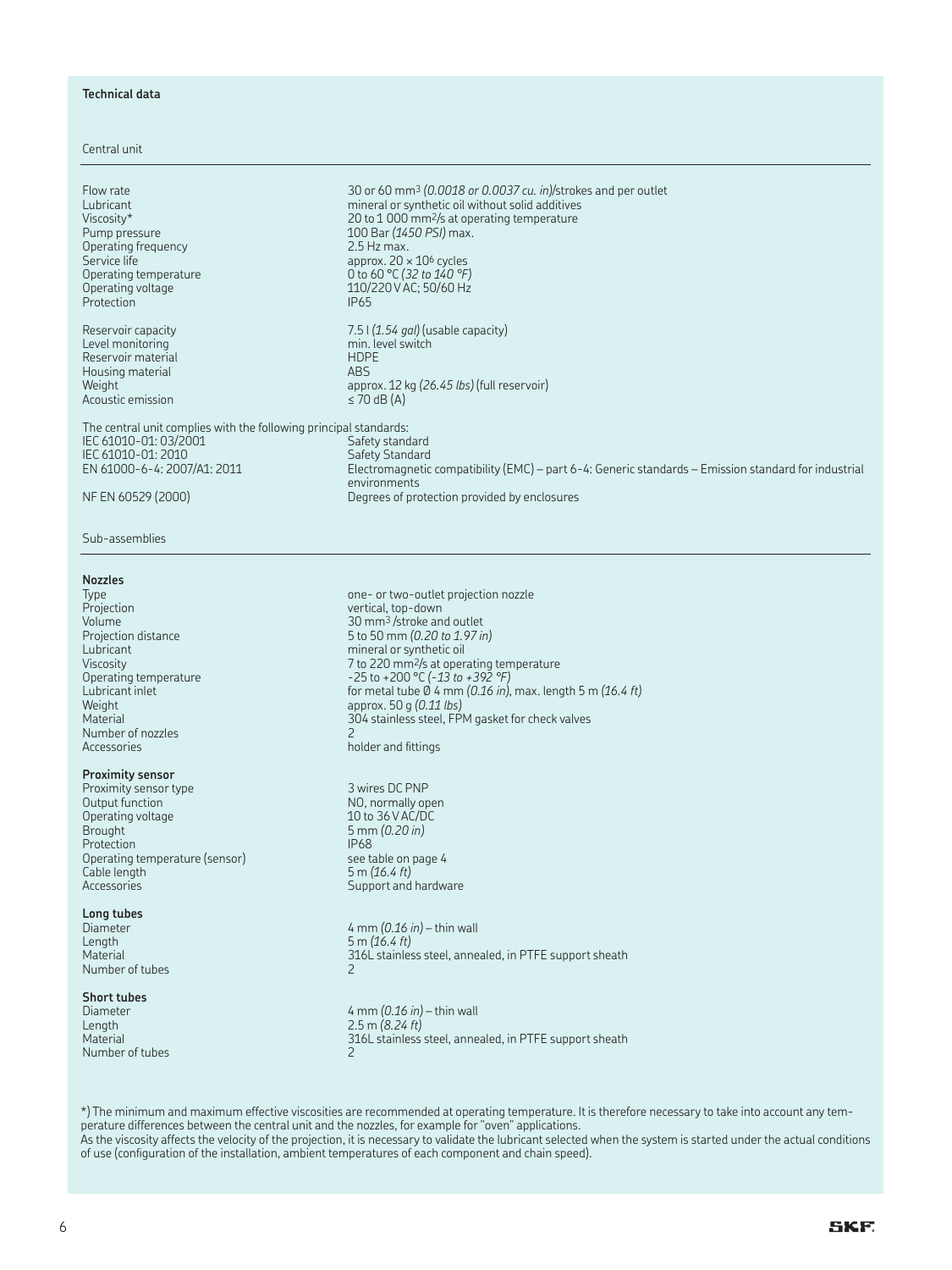## Technical data

### Central unit

| | |
|---|---|
| Flow rate | 30 or 60 mm³ *(0.0018 or 0.0037 cu. in)*/strokes and per outlet |
| Lubricant | mineral or synthetic oil without solid additives |
| Viscosity* | 20 to 1 000 mm²/s at operating temperature |
| Pump pressure | 100 Bar *(1450 PSI)* max. |
| Operating frequency | 2.5 Hz max. |
| Service life | approx. 20 × 10⁶ cycles |
| Operating temperature | 0 to 60 °C *(32 to 140 °F)* |
| Operating voltage | 110/220 V AC; 50/60 Hz |
| Protection | IP65 |
| Reservoir capacity | 7.5 l *(1.54 gal)* (usable capacity) |
| Level monitoring | min. level switch |
| Reservoir material | HDPE |
| Housing material | ABS |
| Weight | approx. 12 kg *(26.45 lbs)* (full reservoir) |
| Acoustic emission | ≤ 70 dB (A) |

The central unit complies with the following principal standards:

| | |
|---|---|
| IEC 61010-01: 03/2001 | Safety standard |
| IEC 61010-01: 2010 | Safety Standard |
| EN 61000-6-4: 2007/A1: 2011 | Electromagnetic compatibility (EMC) – part 6-4: Generic standards – Emission standard for industrial environments |
| NF EN 60529 (2000) | Degrees of protection provided by enclosures |

### Sub-assemblies

**Nozzles**

| | |
|---|---|
| Type | one- or two-outlet projection nozzle |
| Projection | vertical, top-down |
| Volume | 30 mm³ /stroke and outlet |
| Projection distance | 5 to 50 mm *(0.20 to 1.97 in)* |
| Lubricant | mineral or synthetic oil |
| Viscosity | 7 to 220 mm²/s at operating temperature |
| Operating temperature | -25 to +200 °C *(-13 to +392 °F)* |
| Lubricant inlet | for metal tube Ø 4 mm *(0.16 in)*, max. length 5 m *(16.4 ft)* |
| Weight | approx. 50 g *(0.11 lbs)* |
| Material | 304 stainless steel, FPM gasket for check valves |
| Number of nozzles | 2 |
| Accessories | holder and fittings |

**Proximity sensor**

| | |
|---|---|
| Proximity sensor type | 3 wires DC PNP |
| Output function | NO, normally open |
| Operating voltage | 10 to 36 V AC/DC |
| Brought | 5 mm *(0.20 in)* |
| Protection | IP68 |
| Operating temperature (sensor) | see table on page 4 |
| Cable length | 5 m *(16.4 ft)* |
| Accessories | Support and hardware |

**Long tubes**

| | |
|---|---|
| Diameter | 4 mm *(0.16 in)* – thin wall |
| Length | 5 m *(16.4 ft)* |
| Material | 316L stainless steel, annealed, in PTFE support sheath |
| Number of tubes | 2 |

**Short tubes**

| | |
|---|---|
| Diameter | 4 mm *(0.16 in)* – thin wall |
| Length | 2.5 m *(8.24 ft)* |
| Material | 316L stainless steel, annealed, in PTFE support sheath |
| Number of tubes | 2 |

*) The minimum and maximum effective viscosities are recommended at operating temperature. It is therefore necessary to take into account any temperature differences between the central unit and the nozzles, for example for "oven" applications.
As the viscosity affects the velocity of the projection, it is necessary to validate the lubricant selected when the system is started under the actual conditions of use (configuration of the installation, ambient temperatures of each component and chain speed).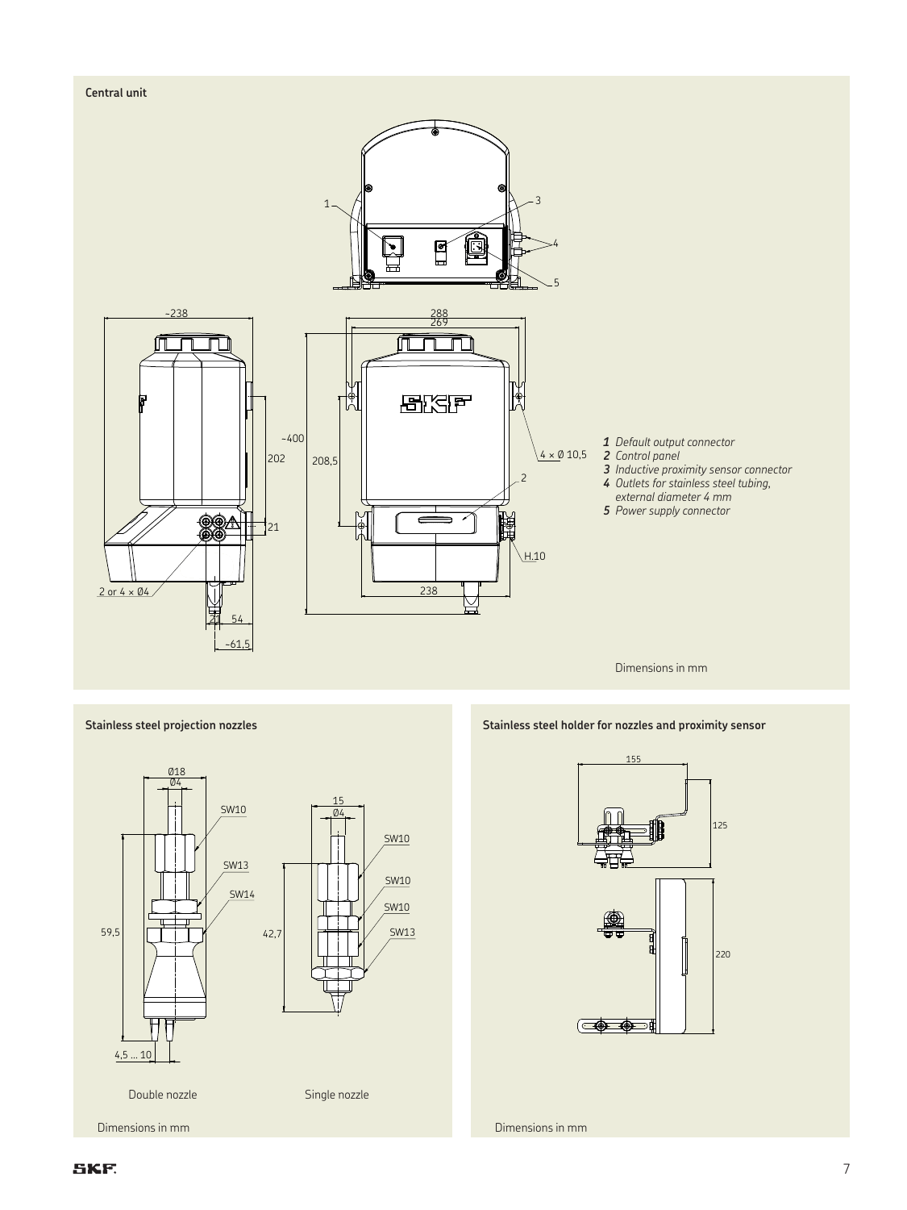## Central unit

~238

288
269

~400

202

208,5

21

4 × Ø 10,5

H.10

238

2 or 4 × Ø4

54

~61,5

*1 Default output connector*
*2 Control panel*
*3 Inductive proximity sensor connector*
*4 Outlets for stainless steel tubing, external diameter 4 mm*
*5 Power supply connector*

Dimensions in mm

## Stainless steel projection nozzles

Ø18
Ø4

SW10

SW13

SW14

59,5

4,5 ... 10

15
Ø4

SW10

SW10

SW10

SW13

42,7

Double nozzle

Single nozzle

Dimensions in mm

## Stainless steel holder for nozzles and proximity sensor

155

125

220

Dimensions in mm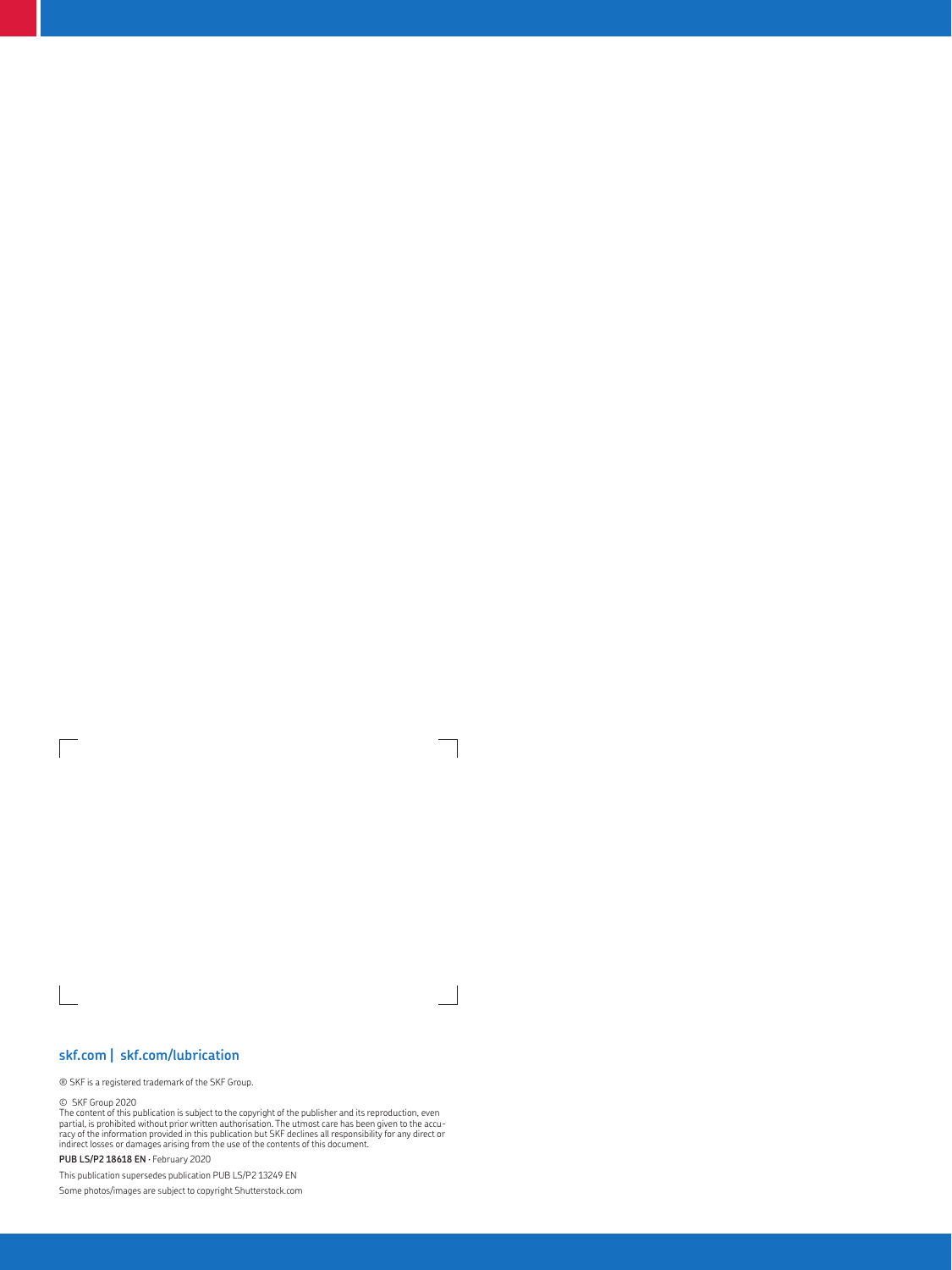**skf.com | skf.com/lubrication**

® SKF is a registered trademark of the SKF Group.

© SKF Group 2020
The content of this publication is subject to the copyright of the publisher and its reproduction, even partial, is prohibited without prior written authorisation. The utmost care has been given to the accuracy of the information provided in this publication but SKF declines all responsibility for any direct or indirect losses or damages arising from the use of the contents of this document.

**PUB LS/P2 18618 EN** · February 2020

This publication supersedes publication PUB LS/P2 13249 EN

Some photos/images are subject to copyright Shutterstock.com